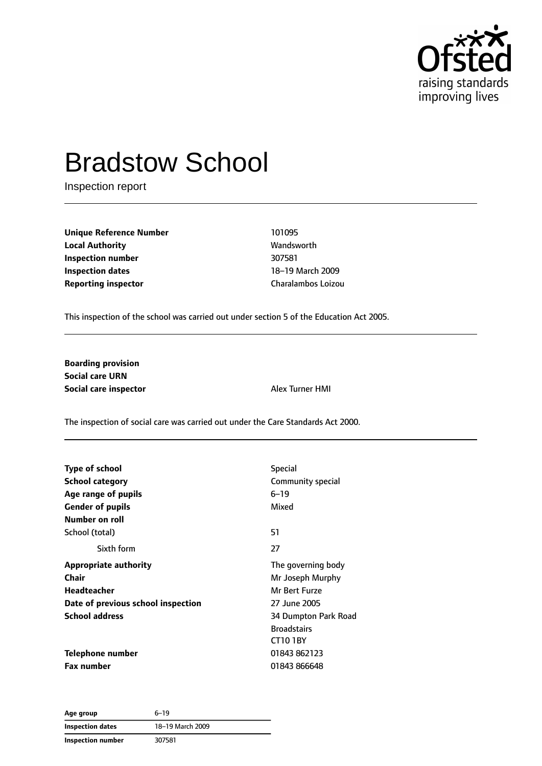# Bradstow School

Inspection report

| | |
|---|---|
| **Unique Reference Number** | 101095 |
| **Local Authority** | Wandsworth |
| **Inspection number** | 307581 |
| **Inspection dates** | 18–19 March 2009 |
| **Reporting inspector** | Charalambos Loizou |

This inspection of the school was carried out under section 5 of the Education Act 2005.

| | |
|---|---|
| **Boarding provision** | |
| **Social care URN** | |
| **Social care inspector** | Alex Turner HMI |

The inspection of social care was carried out under the Care Standards Act 2000.

| | |
|---|---|
| **Type of school** | Special |
| **School category** | Community special |
| **Age range of pupils** | 6–19 |
| **Gender of pupils** | Mixed |
| **Number on roll** | |
| School (total) | 51 |
| Sixth form | 27 |
| **Appropriate authority** | The governing body |
| **Chair** | Mr Joseph Murphy |
| **Headteacher** | Mr Bert Furze |
| **Date of previous school inspection** | 27 June 2005 |
| **School address** | 34 Dumpton Park Road<br>Broadstairs<br>CT10 1BY |
| **Telephone number** | 01843 862123 |
| **Fax number** | 01843 866648 |

| | |
|---|---|
| **Age group** | 6–19 |
| **Inspection dates** | 18–19 March 2009 |
| **Inspection number** | 307581 |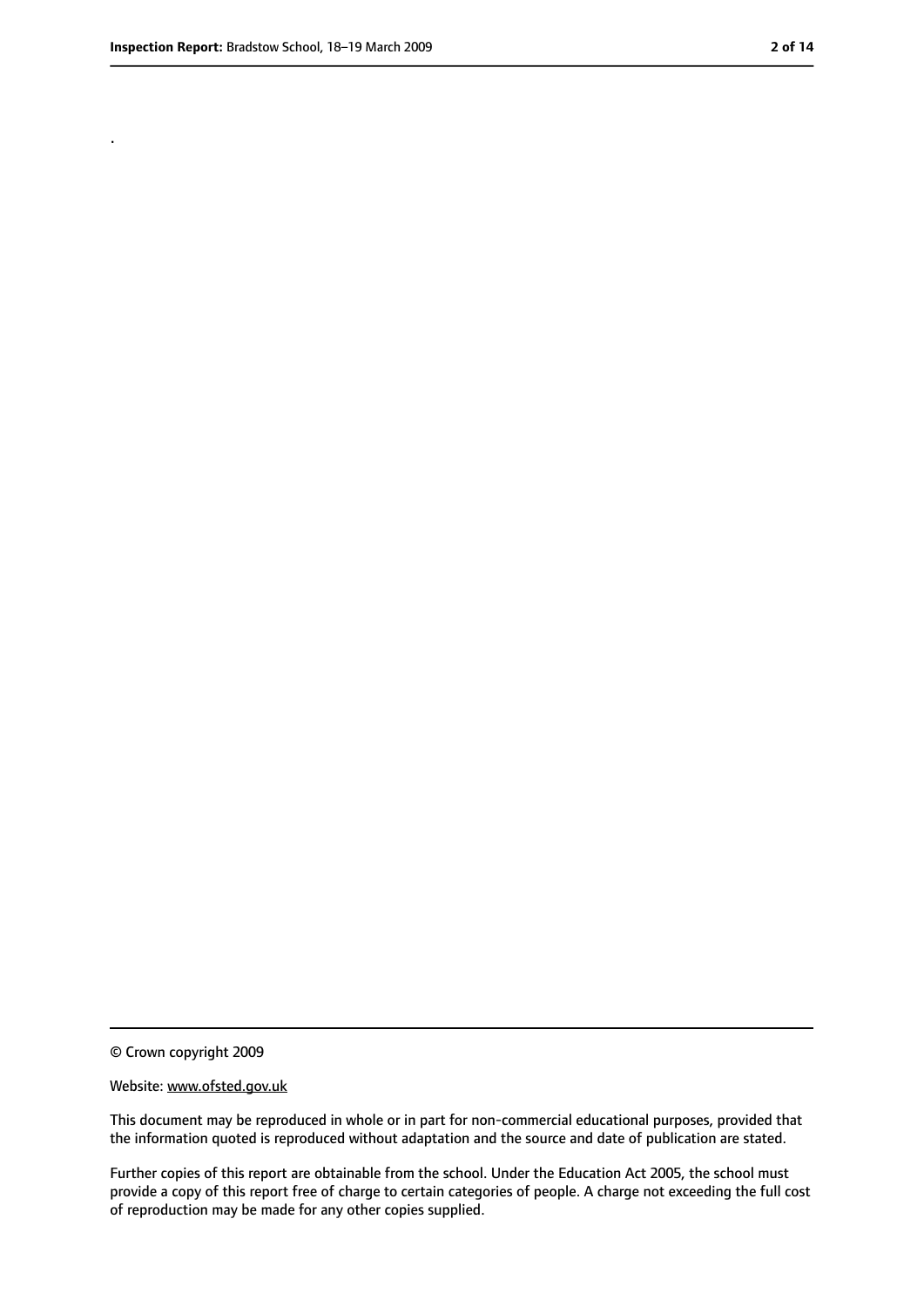.

© Crown copyright 2009

Website: www.ofsted.gov.uk

This document may be reproduced in whole or in part for non-commercial educational purposes, provided that the information quoted is reproduced without adaptation and the source and date of publication are stated.

Further copies of this report are obtainable from the school. Under the Education Act 2005, the school must provide a copy of this report free of charge to certain categories of people. A charge not exceeding the full cost of reproduction may be made for any other copies supplied.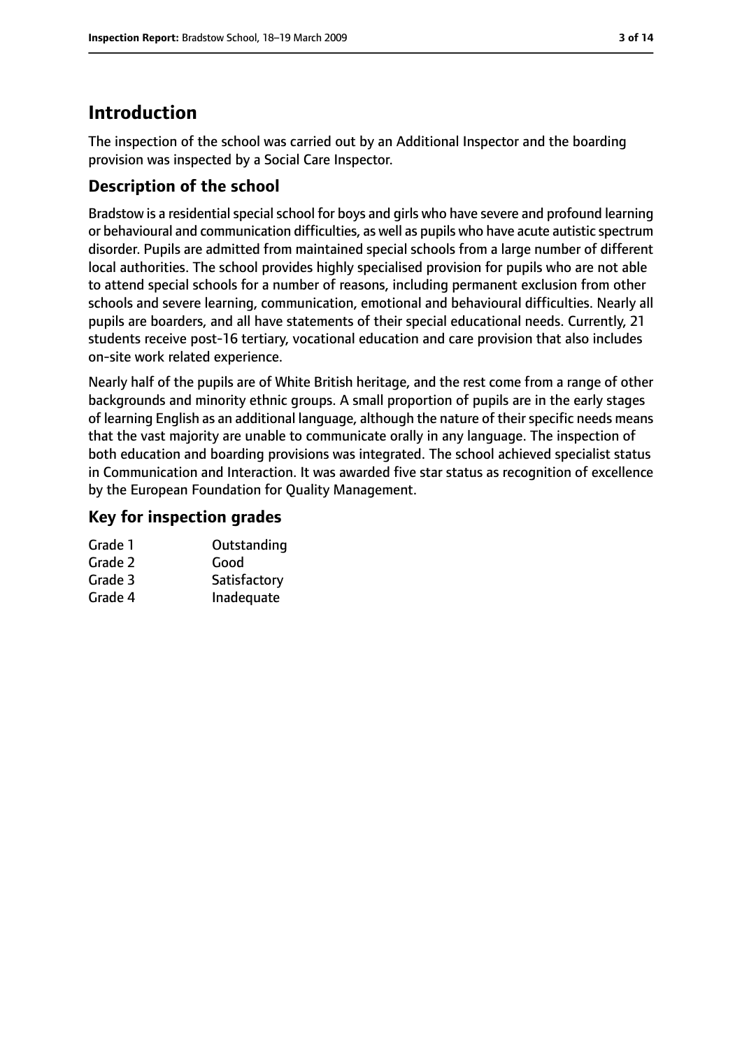# Introduction

The inspection of the school was carried out by an Additional Inspector and the boarding provision was inspected by a Social Care Inspector.

## Description of the school

Bradstow is a residential special school for boys and girls who have severe and profound learning or behavioural and communication difficulties, as well as pupils who have acute autistic spectrum disorder. Pupils are admitted from maintained special schools from a large number of different local authorities. The school provides highly specialised provision for pupils who are not able to attend special schools for a number of reasons, including permanent exclusion from other schools and severe learning, communication, emotional and behavioural difficulties. Nearly all pupils are boarders, and all have statements of their special educational needs. Currently, 21 students receive post-16 tertiary, vocational education and care provision that also includes on-site work related experience.

Nearly half of the pupils are of White British heritage, and the rest come from a range of other backgrounds and minority ethnic groups. A small proportion of pupils are in the early stages of learning English as an additional language, although the nature of their specific needs means that the vast majority are unable to communicate orally in any language. The inspection of both education and boarding provisions was integrated. The school achieved specialist status in Communication and Interaction. It was awarded five star status as recognition of excellence by the European Foundation for Quality Management.

## Key for inspection grades

| | |
|---|---|
| Grade 1 | Outstanding |
| Grade 2 | Good |
| Grade 3 | Satisfactory |
| Grade 4 | Inadequate |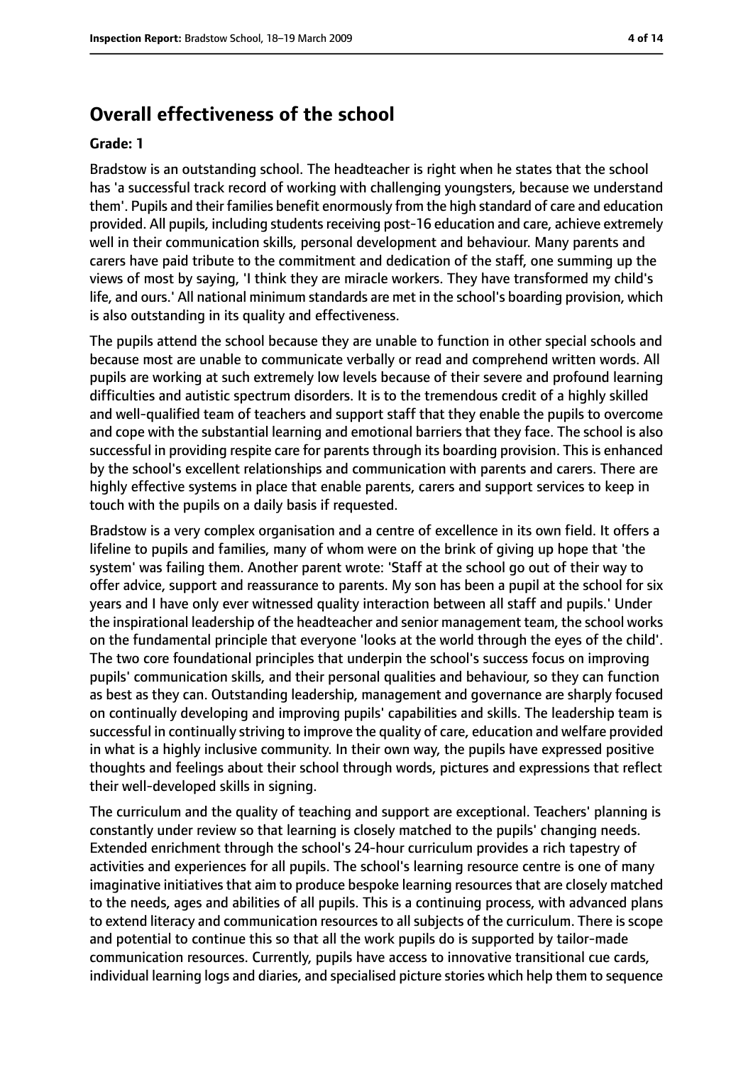## Overall effectiveness of the school

**Grade: 1**

Bradstow is an outstanding school. The headteacher is right when he states that the school has 'a successful track record of working with challenging youngsters, because we understand them'. Pupils and their families benefit enormously from the high standard of care and education provided. All pupils, including students receiving post-16 education and care, achieve extremely well in their communication skills, personal development and behaviour. Many parents and carers have paid tribute to the commitment and dedication of the staff, one summing up the views of most by saying, 'I think they are miracle workers. They have transformed my child's life, and ours.' All national minimum standards are met in the school's boarding provision, which is also outstanding in its quality and effectiveness.

The pupils attend the school because they are unable to function in other special schools and because most are unable to communicate verbally or read and comprehend written words. All pupils are working at such extremely low levels because of their severe and profound learning difficulties and autistic spectrum disorders. It is to the tremendous credit of a highly skilled and well-qualified team of teachers and support staff that they enable the pupils to overcome and cope with the substantial learning and emotional barriers that they face. The school is also successful in providing respite care for parents through its boarding provision. This is enhanced by the school's excellent relationships and communication with parents and carers. There are highly effective systems in place that enable parents, carers and support services to keep in touch with the pupils on a daily basis if requested.

Bradstow is a very complex organisation and a centre of excellence in its own field. It offers a lifeline to pupils and families, many of whom were on the brink of giving up hope that 'the system' was failing them. Another parent wrote: 'Staff at the school go out of their way to offer advice, support and reassurance to parents. My son has been a pupil at the school for six years and I have only ever witnessed quality interaction between all staff and pupils.' Under the inspirational leadership of the headteacher and senior management team, the school works on the fundamental principle that everyone 'looks at the world through the eyes of the child'. The two core foundational principles that underpin the school's success focus on improving pupils' communication skills, and their personal qualities and behaviour, so they can function as best as they can. Outstanding leadership, management and governance are sharply focused on continually developing and improving pupils' capabilities and skills. The leadership team is successful in continually striving to improve the quality of care, education and welfare provided in what is a highly inclusive community. In their own way, the pupils have expressed positive thoughts and feelings about their school through words, pictures and expressions that reflect their well-developed skills in signing.

The curriculum and the quality of teaching and support are exceptional. Teachers' planning is constantly under review so that learning is closely matched to the pupils' changing needs. Extended enrichment through the school's 24-hour curriculum provides a rich tapestry of activities and experiences for all pupils. The school's learning resource centre is one of many imaginative initiatives that aim to produce bespoke learning resources that are closely matched to the needs, ages and abilities of all pupils. This is a continuing process, with advanced plans to extend literacy and communication resources to all subjects of the curriculum. There is scope and potential to continue this so that all the work pupils do is supported by tailor-made communication resources. Currently, pupils have access to innovative transitional cue cards, individual learning logs and diaries, and specialised picture stories which help them to sequence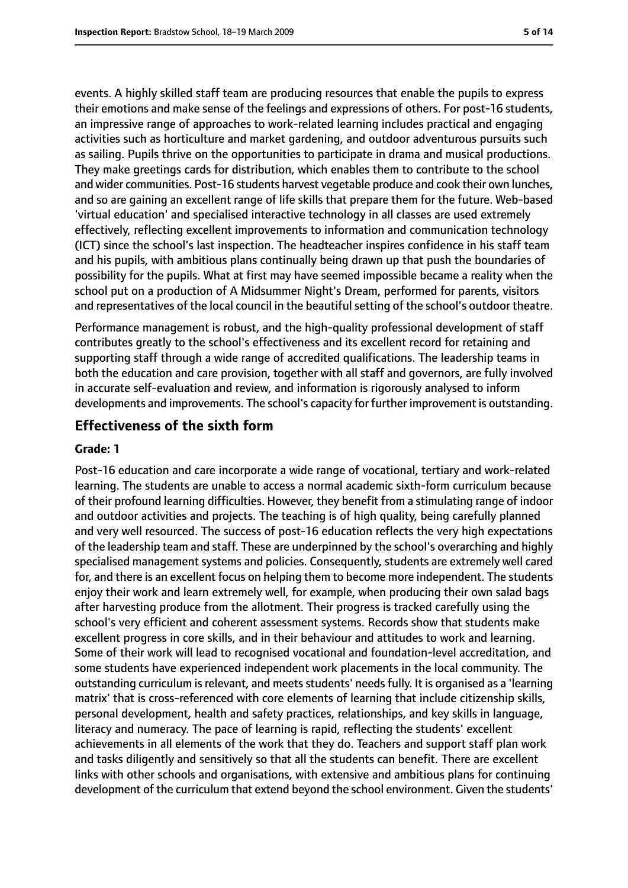events. A highly skilled staff team are producing resources that enable the pupils to express their emotions and make sense of the feelings and expressions of others. For post-16 students, an impressive range of approaches to work-related learning includes practical and engaging activities such as horticulture and market gardening, and outdoor adventurous pursuits such as sailing. Pupils thrive on the opportunities to participate in drama and musical productions. They make greetings cards for distribution, which enables them to contribute to the school and wider communities. Post-16 students harvest vegetable produce and cook their own lunches, and so are gaining an excellent range of life skills that prepare them for the future. Web-based 'virtual education' and specialised interactive technology in all classes are used extremely effectively, reflecting excellent improvements to information and communication technology (ICT) since the school's last inspection. The headteacher inspires confidence in his staff team and his pupils, with ambitious plans continually being drawn up that push the boundaries of possibility for the pupils. What at first may have seemed impossible became a reality when the school put on a production of A Midsummer Night's Dream, performed for parents, visitors and representatives of the local council in the beautiful setting of the school's outdoor theatre.

Performance management is robust, and the high-quality professional development of staff contributes greatly to the school's effectiveness and its excellent record for retaining and supporting staff through a wide range of accredited qualifications. The leadership teams in both the education and care provision, together with all staff and governors, are fully involved in accurate self-evaluation and review, and information is rigorously analysed to inform developments and improvements. The school's capacity for further improvement is outstanding.

## Effectiveness of the sixth form

#### Grade: 1

Post-16 education and care incorporate a wide range of vocational, tertiary and work-related learning. The students are unable to access a normal academic sixth-form curriculum because of their profound learning difficulties. However, they benefit from a stimulating range of indoor and outdoor activities and projects. The teaching is of high quality, being carefully planned and very well resourced. The success of post-16 education reflects the very high expectations of the leadership team and staff. These are underpinned by the school's overarching and highly specialised management systems and policies. Consequently, students are extremely well cared for, and there is an excellent focus on helping them to become more independent. The students enjoy their work and learn extremely well, for example, when producing their own salad bags after harvesting produce from the allotment. Their progress is tracked carefully using the school's very efficient and coherent assessment systems. Records show that students make excellent progress in core skills, and in their behaviour and attitudes to work and learning. Some of their work will lead to recognised vocational and foundation-level accreditation, and some students have experienced independent work placements in the local community. The outstanding curriculum is relevant, and meets students' needs fully. It is organised as a 'learning matrix' that is cross-referenced with core elements of learning that include citizenship skills, personal development, health and safety practices, relationships, and key skills in language, literacy and numeracy. The pace of learning is rapid, reflecting the students' excellent achievements in all elements of the work that they do. Teachers and support staff plan work and tasks diligently and sensitively so that all the students can benefit. There are excellent links with other schools and organisations, with extensive and ambitious plans for continuing development of the curriculum that extend beyond the school environment. Given the students'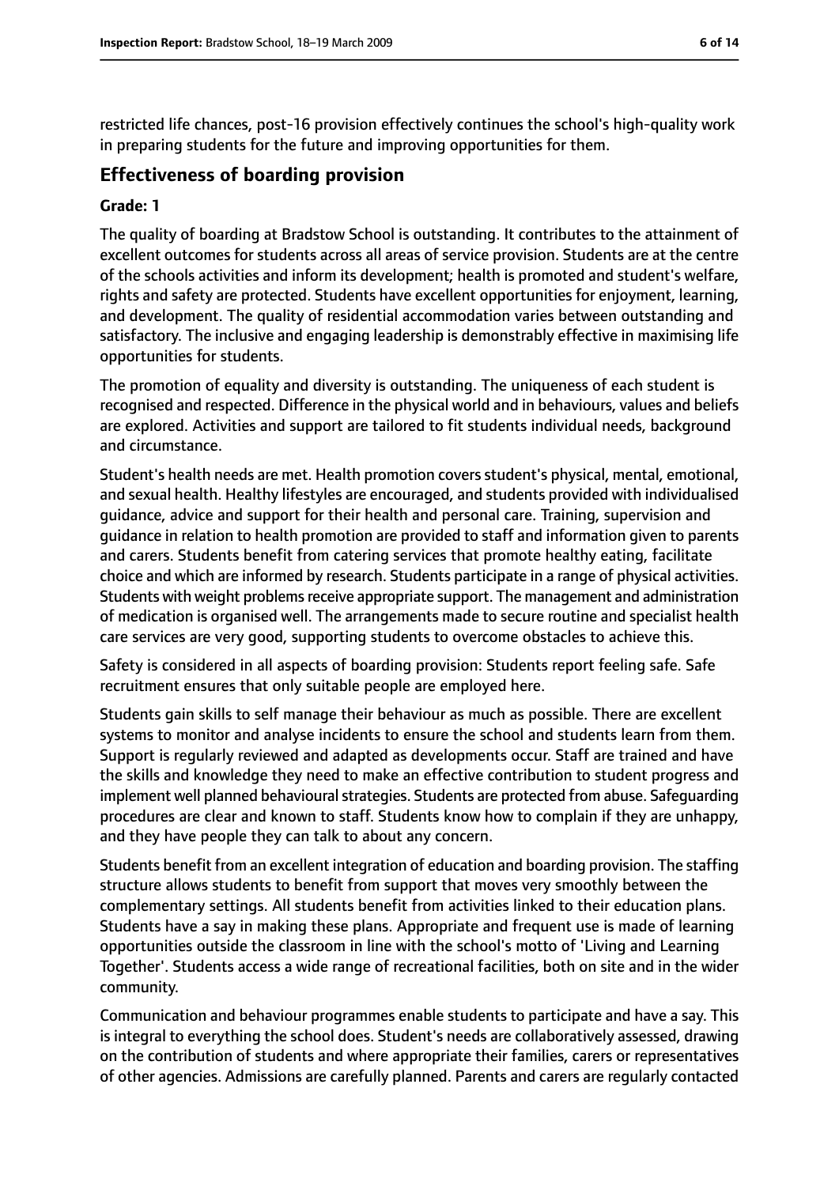restricted life chances, post-16 provision effectively continues the school's high-quality work in preparing students for the future and improving opportunities for them.

## Effectiveness of boarding provision

**Grade: 1**

The quality of boarding at Bradstow School is outstanding. It contributes to the attainment of excellent outcomes for students across all areas of service provision. Students are at the centre of the schools activities and inform its development; health is promoted and student's welfare, rights and safety are protected. Students have excellent opportunities for enjoyment, learning, and development. The quality of residential accommodation varies between outstanding and satisfactory. The inclusive and engaging leadership is demonstrably effective in maximising life opportunities for students.

The promotion of equality and diversity is outstanding. The uniqueness of each student is recognised and respected. Difference in the physical world and in behaviours, values and beliefs are explored. Activities and support are tailored to fit students individual needs, background and circumstance.

Student's health needs are met. Health promotion covers student's physical, mental, emotional, and sexual health. Healthy lifestyles are encouraged, and students provided with individualised guidance, advice and support for their health and personal care. Training, supervision and guidance in relation to health promotion are provided to staff and information given to parents and carers. Students benefit from catering services that promote healthy eating, facilitate choice and which are informed by research. Students participate in a range of physical activities. Students with weight problems receive appropriate support. The management and administration of medication is organised well. The arrangements made to secure routine and specialist health care services are very good, supporting students to overcome obstacles to achieve this.

Safety is considered in all aspects of boarding provision: Students report feeling safe. Safe recruitment ensures that only suitable people are employed here.

Students gain skills to self manage their behaviour as much as possible. There are excellent systems to monitor and analyse incidents to ensure the school and students learn from them. Support is regularly reviewed and adapted as developments occur. Staff are trained and have the skills and knowledge they need to make an effective contribution to student progress and implement well planned behavioural strategies. Students are protected from abuse. Safeguarding procedures are clear and known to staff. Students know how to complain if they are unhappy, and they have people they can talk to about any concern.

Students benefit from an excellent integration of education and boarding provision. The staffing structure allows students to benefit from support that moves very smoothly between the complementary settings. All students benefit from activities linked to their education plans. Students have a say in making these plans. Appropriate and frequent use is made of learning opportunities outside the classroom in line with the school's motto of 'Living and Learning Together'. Students access a wide range of recreational facilities, both on site and in the wider community.

Communication and behaviour programmes enable students to participate and have a say. This is integral to everything the school does. Student's needs are collaboratively assessed, drawing on the contribution of students and where appropriate their families, carers or representatives of other agencies. Admissions are carefully planned. Parents and carers are regularly contacted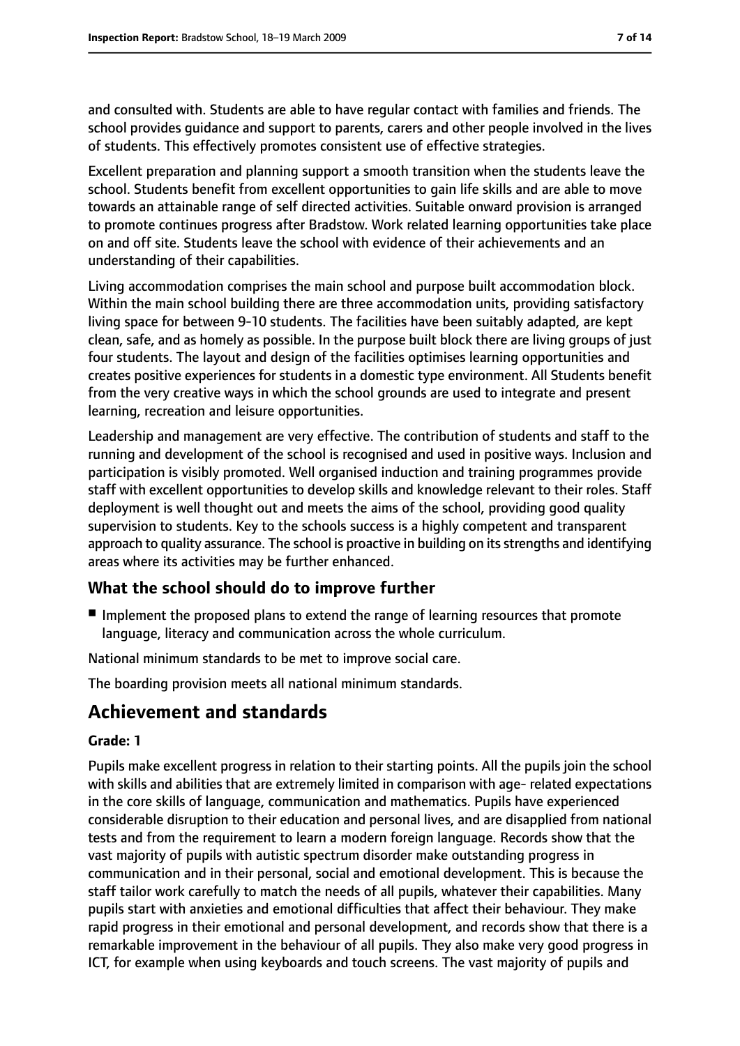and consulted with. Students are able to have regular contact with families and friends. The school provides guidance and support to parents, carers and other people involved in the lives of students. This effectively promotes consistent use of effective strategies.

Excellent preparation and planning support a smooth transition when the students leave the school. Students benefit from excellent opportunities to gain life skills and are able to move towards an attainable range of self directed activities. Suitable onward provision is arranged to promote continues progress after Bradstow. Work related learning opportunities take place on and off site. Students leave the school with evidence of their achievements and an understanding of their capabilities.

Living accommodation comprises the main school and purpose built accommodation block. Within the main school building there are three accommodation units, providing satisfactory living space for between 9-10 students. The facilities have been suitably adapted, are kept clean, safe, and as homely as possible. In the purpose built block there are living groups of just four students. The layout and design of the facilities optimises learning opportunities and creates positive experiences for students in a domestic type environment. All Students benefit from the very creative ways in which the school grounds are used to integrate and present learning, recreation and leisure opportunities.

Leadership and management are very effective. The contribution of students and staff to the running and development of the school is recognised and used in positive ways. Inclusion and participation is visibly promoted. Well organised induction and training programmes provide staff with excellent opportunities to develop skills and knowledge relevant to their roles. Staff deployment is well thought out and meets the aims of the school, providing good quality supervision to students. Key to the schools success is a highly competent and transparent approach to quality assurance. The school is proactive in building on its strengths and identifying areas where its activities may be further enhanced.

### What the school should do to improve further

- Implement the proposed plans to extend the range of learning resources that promote language, literacy and communication across the whole curriculum.

National minimum standards to be met to improve social care.

The boarding provision meets all national minimum standards.

## Achievement and standards

#### Grade: 1

Pupils make excellent progress in relation to their starting points. All the pupils join the school with skills and abilities that are extremely limited in comparison with age- related expectations in the core skills of language, communication and mathematics. Pupils have experienced considerable disruption to their education and personal lives, and are disapplied from national tests and from the requirement to learn a modern foreign language. Records show that the vast majority of pupils with autistic spectrum disorder make outstanding progress in communication and in their personal, social and emotional development. This is because the staff tailor work carefully to match the needs of all pupils, whatever their capabilities. Many pupils start with anxieties and emotional difficulties that affect their behaviour. They make rapid progress in their emotional and personal development, and records show that there is a remarkable improvement in the behaviour of all pupils. They also make very good progress in ICT, for example when using keyboards and touch screens. The vast majority of pupils and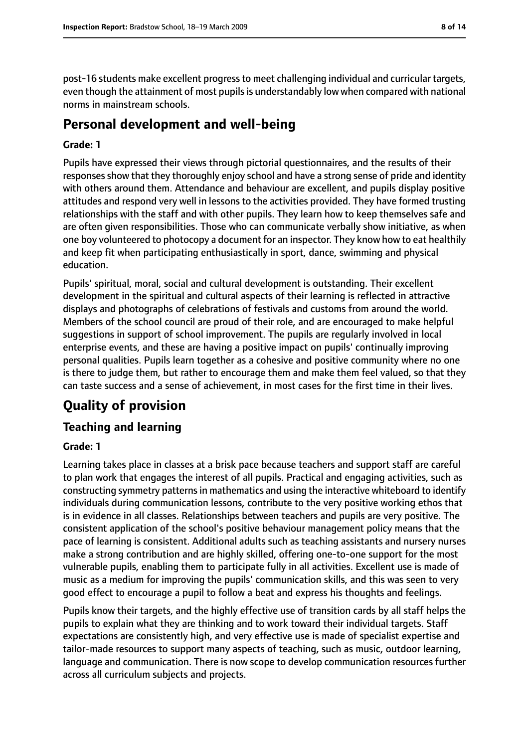post-16 students make excellent progress to meet challenging individual and curricular targets, even though the attainment of most pupils is understandably low when compared with national norms in mainstream schools.

## Personal development and well-being

**Grade: 1**

Pupils have expressed their views through pictorial questionnaires, and the results of their responses show that they thoroughly enjoy school and have a strong sense of pride and identity with others around them. Attendance and behaviour are excellent, and pupils display positive attitudes and respond very well in lessons to the activities provided. They have formed trusting relationships with the staff and with other pupils. They learn how to keep themselves safe and are often given responsibilities. Those who can communicate verbally show initiative, as when one boy volunteered to photocopy a document for an inspector. They know how to eat healthily and keep fit when participating enthusiastically in sport, dance, swimming and physical education.

Pupils' spiritual, moral, social and cultural development is outstanding. Their excellent development in the spiritual and cultural aspects of their learning is reflected in attractive displays and photographs of celebrations of festivals and customs from around the world. Members of the school council are proud of their role, and are encouraged to make helpful suggestions in support of school improvement. The pupils are regularly involved in local enterprise events, and these are having a positive impact on pupils' continually improving personal qualities. Pupils learn together as a cohesive and positive community where no one is there to judge them, but rather to encourage them and make them feel valued, so that they can taste success and a sense of achievement, in most cases for the first time in their lives.

# Quality of provision

## Teaching and learning

**Grade: 1**

Learning takes place in classes at a brisk pace because teachers and support staff are careful to plan work that engages the interest of all pupils. Practical and engaging activities, such as constructing symmetry patterns in mathematics and using the interactive whiteboard to identify individuals during communication lessons, contribute to the very positive working ethos that is in evidence in all classes. Relationships between teachers and pupils are very positive. The consistent application of the school's positive behaviour management policy means that the pace of learning is consistent. Additional adults such as teaching assistants and nursery nurses make a strong contribution and are highly skilled, offering one-to-one support for the most vulnerable pupils, enabling them to participate fully in all activities. Excellent use is made of music as a medium for improving the pupils' communication skills, and this was seen to very good effect to encourage a pupil to follow a beat and express his thoughts and feelings.

Pupils know their targets, and the highly effective use of transition cards by all staff helps the pupils to explain what they are thinking and to work toward their individual targets. Staff expectations are consistently high, and very effective use is made of specialist expertise and tailor-made resources to support many aspects of teaching, such as music, outdoor learning, language and communication. There is now scope to develop communication resources further across all curriculum subjects and projects.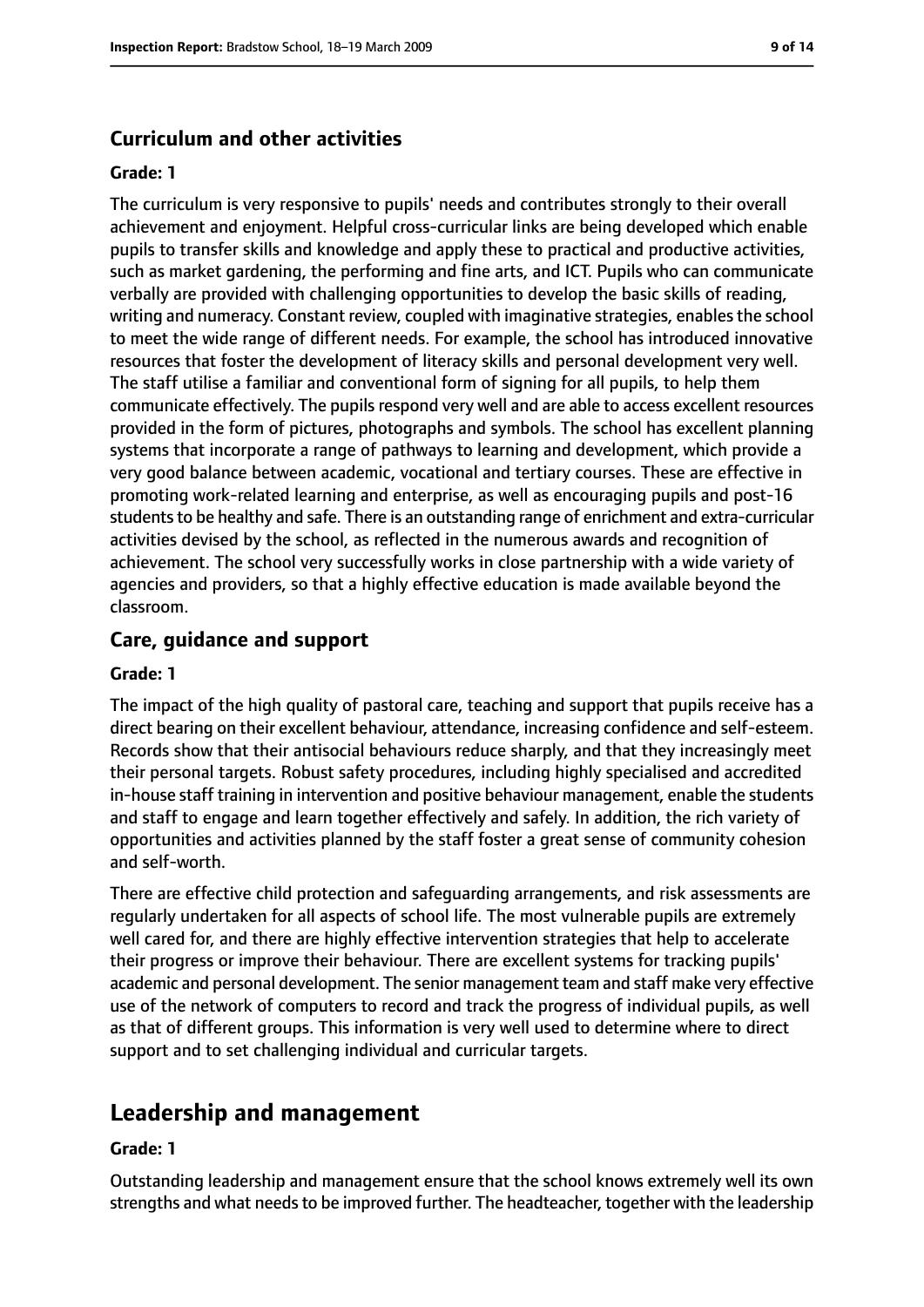### Curriculum and other activities

**Grade: 1**

The curriculum is very responsive to pupils' needs and contributes strongly to their overall achievement and enjoyment. Helpful cross-curricular links are being developed which enable pupils to transfer skills and knowledge and apply these to practical and productive activities, such as market gardening, the performing and fine arts, and ICT. Pupils who can communicate verbally are provided with challenging opportunities to develop the basic skills of reading, writing and numeracy. Constant review, coupled with imaginative strategies, enables the school to meet the wide range of different needs. For example, the school has introduced innovative resources that foster the development of literacy skills and personal development very well. The staff utilise a familiar and conventional form of signing for all pupils, to help them communicate effectively. The pupils respond very well and are able to access excellent resources provided in the form of pictures, photographs and symbols. The school has excellent planning systems that incorporate a range of pathways to learning and development, which provide a very good balance between academic, vocational and tertiary courses. These are effective in promoting work-related learning and enterprise, as well as encouraging pupils and post-16 students to be healthy and safe. There is an outstanding range of enrichment and extra-curricular activities devised by the school, as reflected in the numerous awards and recognition of achievement. The school very successfully works in close partnership with a wide variety of agencies and providers, so that a highly effective education is made available beyond the classroom.

### Care, guidance and support

**Grade: 1**

The impact of the high quality of pastoral care, teaching and support that pupils receive has a direct bearing on their excellent behaviour, attendance, increasing confidence and self-esteem. Records show that their antisocial behaviours reduce sharply, and that they increasingly meet their personal targets. Robust safety procedures, including highly specialised and accredited in-house staff training in intervention and positive behaviour management, enable the students and staff to engage and learn together effectively and safely. In addition, the rich variety of opportunities and activities planned by the staff foster a great sense of community cohesion and self-worth.

There are effective child protection and safeguarding arrangements, and risk assessments are regularly undertaken for all aspects of school life. The most vulnerable pupils are extremely well cared for, and there are highly effective intervention strategies that help to accelerate their progress or improve their behaviour. There are excellent systems for tracking pupils' academic and personal development. The senior management team and staff make very effective use of the network of computers to record and track the progress of individual pupils, as well as that of different groups. This information is very well used to determine where to direct support and to set challenging individual and curricular targets.

## Leadership and management

**Grade: 1**

Outstanding leadership and management ensure that the school knows extremely well its own strengths and what needs to be improved further. The headteacher, together with the leadership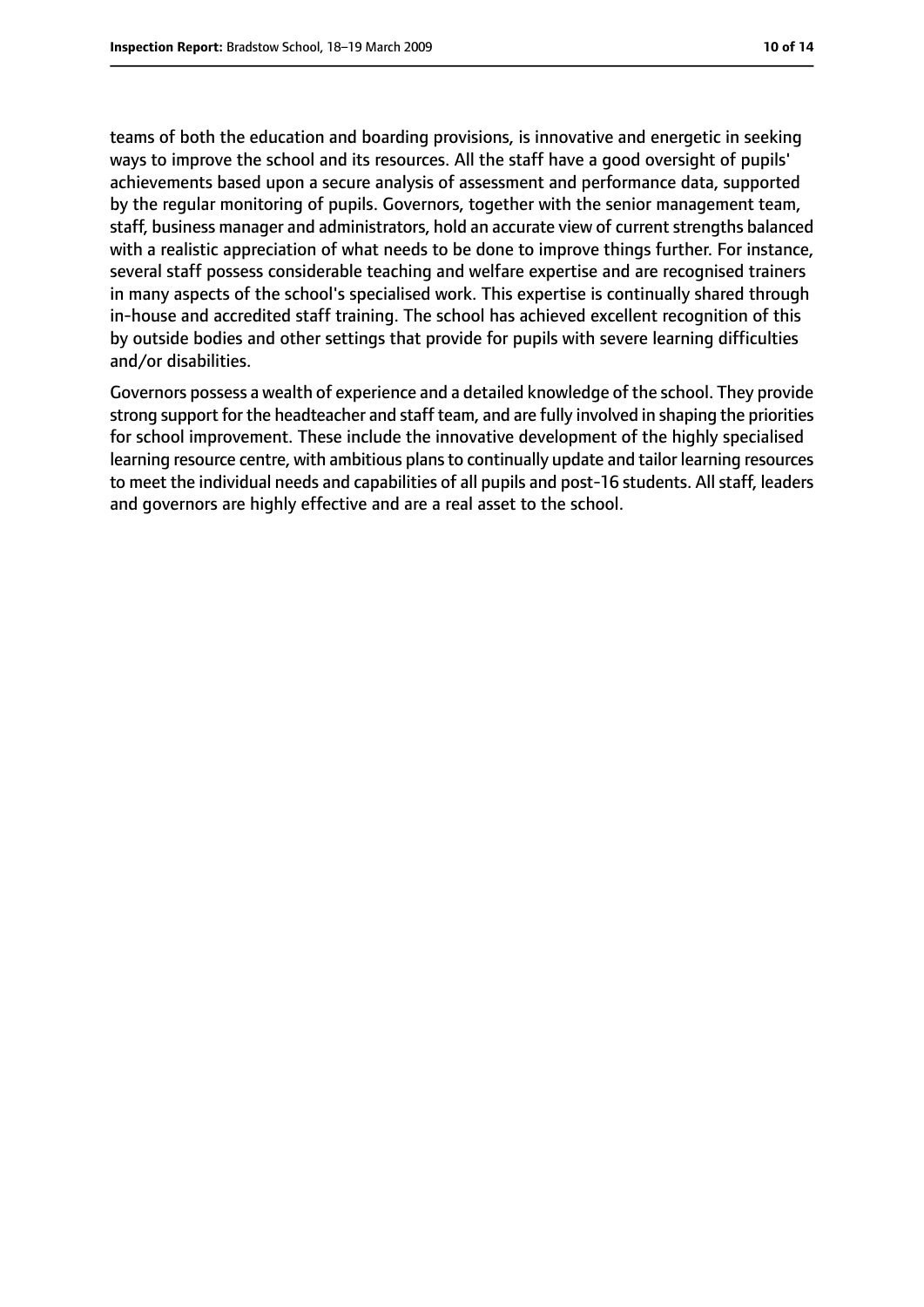teams of both the education and boarding provisions, is innovative and energetic in seeking ways to improve the school and its resources. All the staff have a good oversight of pupils' achievements based upon a secure analysis of assessment and performance data, supported by the regular monitoring of pupils. Governors, together with the senior management team, staff, business manager and administrators, hold an accurate view of current strengths balanced with a realistic appreciation of what needs to be done to improve things further. For instance, several staff possess considerable teaching and welfare expertise and are recognised trainers in many aspects of the school's specialised work. This expertise is continually shared through in-house and accredited staff training. The school has achieved excellent recognition of this by outside bodies and other settings that provide for pupils with severe learning difficulties and/or disabilities.

Governors possess a wealth of experience and a detailed knowledge of the school. They provide strong support for the headteacher and staff team, and are fully involved in shaping the priorities for school improvement. These include the innovative development of the highly specialised learning resource centre, with ambitious plans to continually update and tailor learning resources to meet the individual needs and capabilities of all pupils and post-16 students. All staff, leaders and governors are highly effective and are a real asset to the school.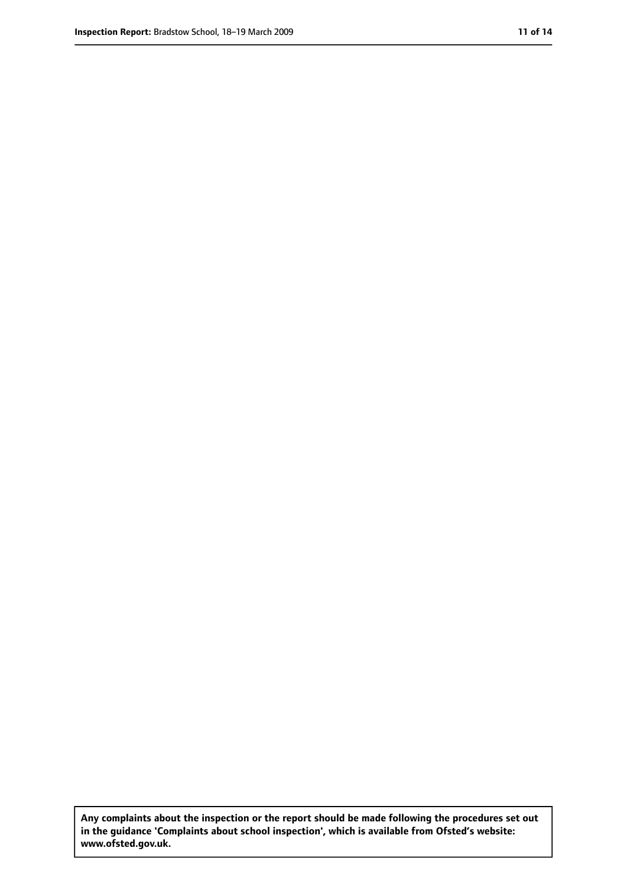**Any complaints about the inspection or the report should be made following the procedures set out in the guidance 'Complaints about school inspection', which is available from Ofsted's website: www.ofsted.gov.uk.**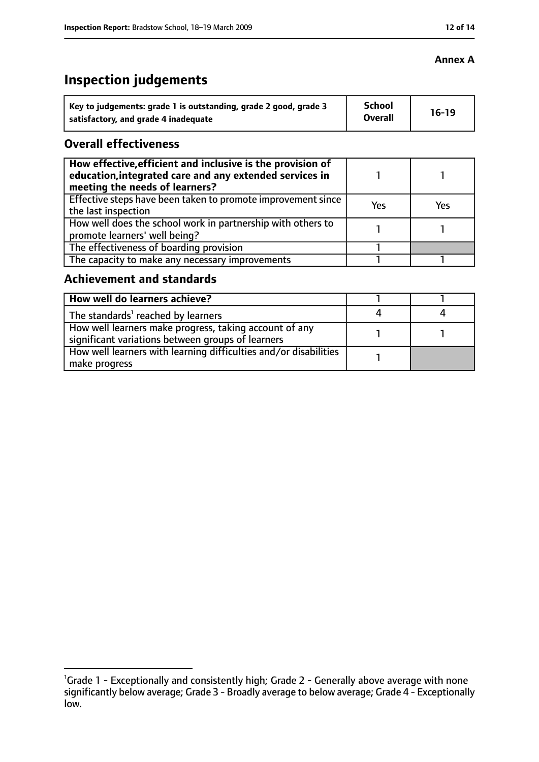**Annex A**

# Inspection judgements

| Key to judgements: grade 1 is outstanding, grade 2 good, grade 3 satisfactory, and grade 4 inadequate | School Overall | 16-19 |
|---|---|---|

## Overall effectiveness

| | | |
|---|---|---|
| **How effective, efficient and inclusive is the provision of education, integrated care and any extended services in meeting the needs of learners?** | 1 | 1 |
| Effective steps have been taken to promote improvement since the last inspection | Yes | Yes |
| How well does the school work in partnership with others to promote learners' well being? | 1 | 1 |
| The effectiveness of boarding provision | 1 | |
| The capacity to make any necessary improvements | 1 | 1 |

## Achievement and standards

| | | |
|---|---|---|
| **How well do learners achieve?** | 1 | 1 |
| The standards[1] reached by learners | 4 | 4 |
| How well learners make progress, taking account of any significant variations between groups of learners | 1 | 1 |
| How well learners with learning difficulties and/or disabilities make progress | 1 | |

[1] Grade 1 - Exceptionally and consistently high; Grade 2 - Generally above average with none significantly below average; Grade 3 - Broadly average to below average; Grade 4 - Exceptionally low.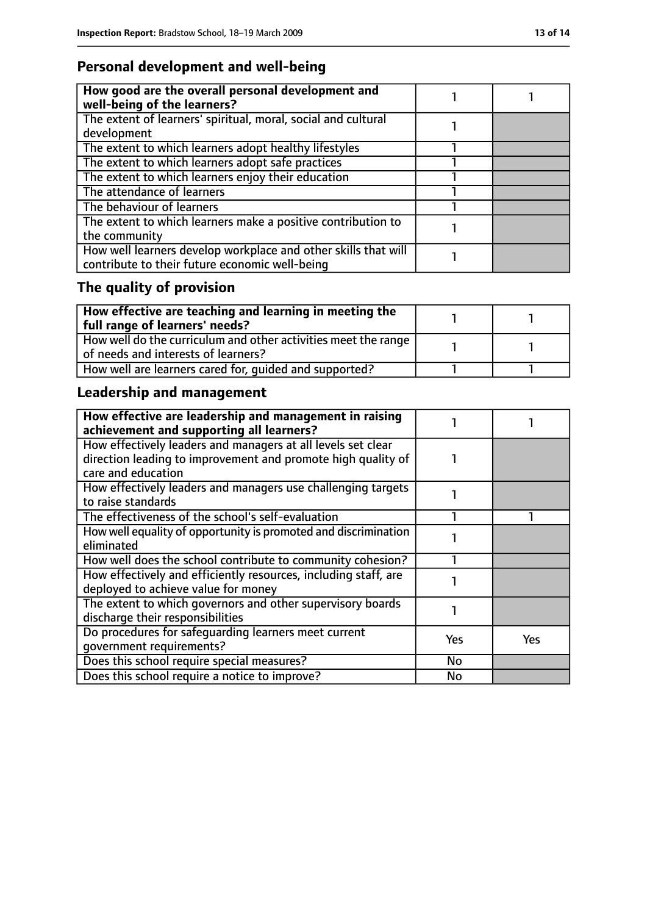## Personal development and well-being

| | | |
|---|---|---|
| **How good are the overall personal development and well-being of the learners?** | 1 | 1 |
| The extent of learners' spiritual, moral, social and cultural development | 1 | |
| The extent to which learners adopt healthy lifestyles | 1 | |
| The extent to which learners adopt safe practices | 1 | |
| The extent to which learners enjoy their education | 1 | |
| The attendance of learners | 1 | |
| The behaviour of learners | 1 | |
| The extent to which learners make a positive contribution to the community | 1 | |
| How well learners develop workplace and other skills that will contribute to their future economic well-being | 1 | |

## The quality of provision

| | | |
|---|---|---|
| **How effective are teaching and learning in meeting the full range of learners' needs?** | 1 | 1 |
| How well do the curriculum and other activities meet the range of needs and interests of learners? | 1 | 1 |
| How well are learners cared for, guided and supported? | 1 | 1 |

## Leadership and management

| | | |
|---|---|---|
| **How effective are leadership and management in raising achievement and supporting all learners?** | 1 | 1 |
| How effectively leaders and managers at all levels set clear direction leading to improvement and promote high quality of care and education | 1 | |
| How effectively leaders and managers use challenging targets to raise standards | 1 | |
| The effectiveness of the school's self-evaluation | 1 | 1 |
| How well equality of opportunity is promoted and discrimination eliminated | 1 | |
| How well does the school contribute to community cohesion? | 1 | |
| How effectively and efficiently resources, including staff, are deployed to achieve value for money | 1 | |
| The extent to which governors and other supervisory boards discharge their responsibilities | 1 | |
| Do procedures for safeguarding learners meet current government requirements? | Yes | Yes |
| Does this school require special measures? | No | |
| Does this school require a notice to improve? | No | |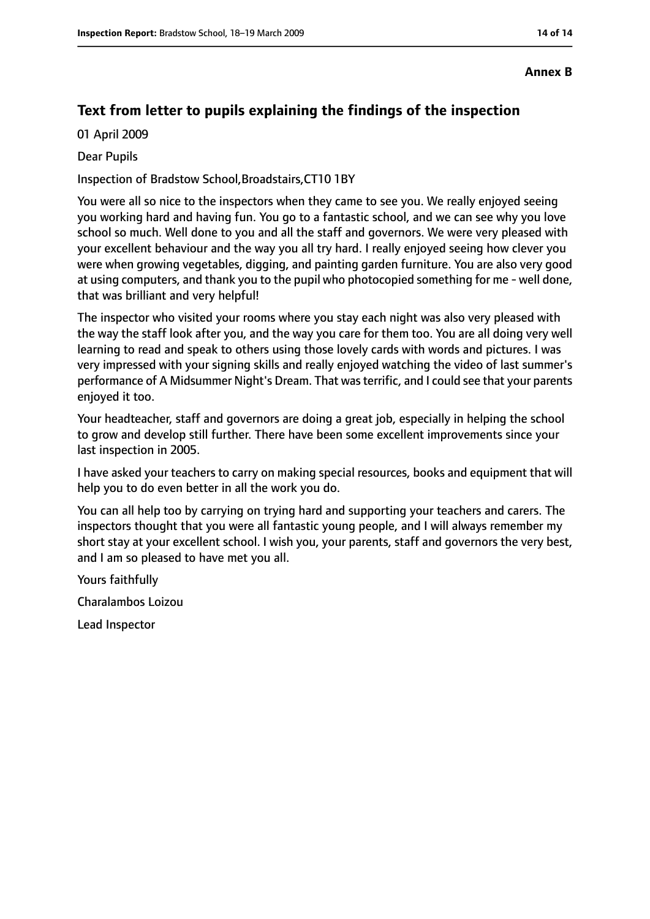**Annex B**

## Text from letter to pupils explaining the findings of the inspection

01 April 2009

Dear Pupils

Inspection of Bradstow School,Broadstairs,CT10 1BY

You were all so nice to the inspectors when they came to see you. We really enjoyed seeing you working hard and having fun. You go to a fantastic school, and we can see why you love school so much. Well done to you and all the staff and governors. We were very pleased with your excellent behaviour and the way you all try hard. I really enjoyed seeing how clever you were when growing vegetables, digging, and painting garden furniture. You are also very good at using computers, and thank you to the pupil who photocopied something for me - well done, that was brilliant and very helpful!

The inspector who visited your rooms where you stay each night was also very pleased with the way the staff look after you, and the way you care for them too. You are all doing very well learning to read and speak to others using those lovely cards with words and pictures. I was very impressed with your signing skills and really enjoyed watching the video of last summer's performance of A Midsummer Night's Dream. That was terrific, and I could see that your parents enjoyed it too.

Your headteacher, staff and governors are doing a great job, especially in helping the school to grow and develop still further. There have been some excellent improvements since your last inspection in 2005.

I have asked your teachers to carry on making special resources, books and equipment that will help you to do even better in all the work you do.

You can all help too by carrying on trying hard and supporting your teachers and carers. The inspectors thought that you were all fantastic young people, and I will always remember my short stay at your excellent school. I wish you, your parents, staff and governors the very best, and I am so pleased to have met you all.

Yours faithfully

Charalambos Loizou

Lead Inspector